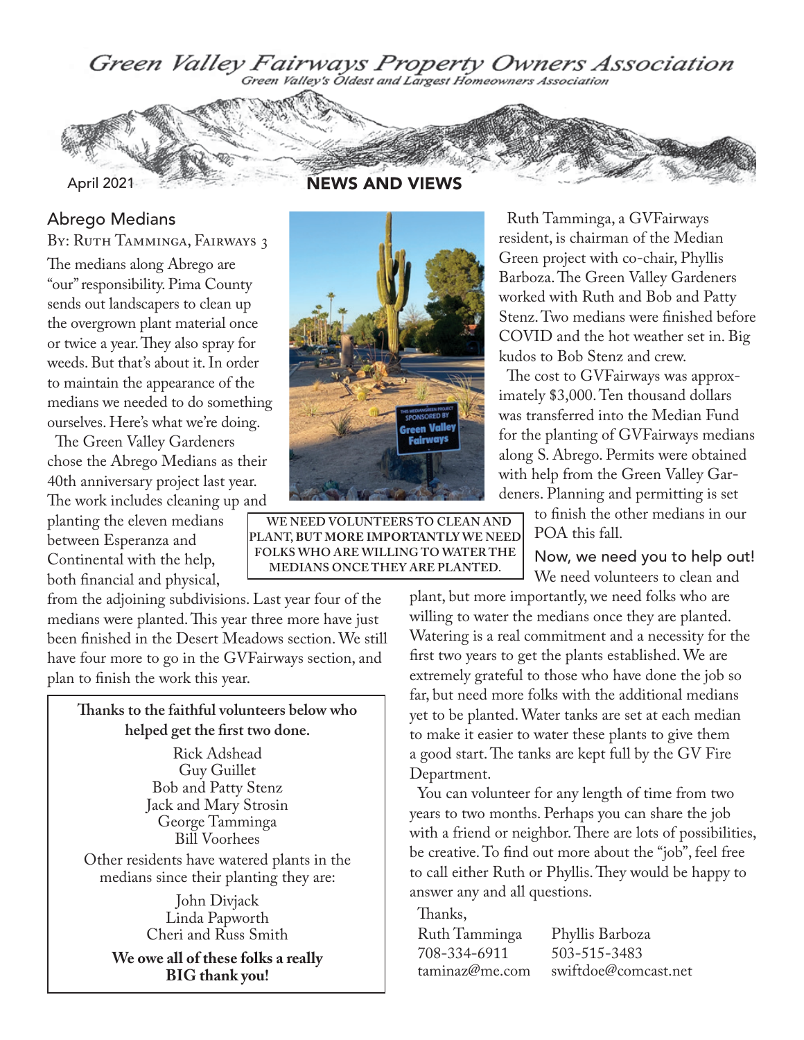# Green Valley Fairways Property Owners Association

*Green Valley's Oldest and Largest Homeowners Association*

April 2021 **NEWS AND VIEWS**

## Abrego Medians

By: Ruth Tamminga, Fairways 3

The medians along Abrego are "our" responsibility. Pima County sends out landscapers to clean up the overgrown plant material once or twice a year. They also spray for weeds. But that's about it. In order to maintain the appearance of the medians we needed to do something ourselves. Here's what we're doing.

The Green Valley Gardeners chose the Abrego Medians as their 40th anniversary project last year. The work includes cleaning up and planting the eleven medians between Esperanza and Continental with the help, both financial and physical, from the adjoining subdivisions. Last year four of the medians were planted. This year three more have just been finished in the Desert Meadows section. We still have four more to go in the GVFairways section, and plan to finish the work this year.

**Thanks to the faithful volunteers below who helped get the first two done.**

Rick Adshead
Guy Guillet
Bob and Patty Stenz
Jack and Mary Strosin
George Tamminga
Bill Voorhees

Other residents have watered plants in the medians since their planting they are:

John Divjack
Linda Papworth
Cheri and Russ Smith

**We owe all of these folks a really BIG thank you!**

WE NEED VOLUNTEERS TO CLEAN AND PLANT, BUT MORE IMPORTANTLY WE NEED FOLKS WHO ARE WILLING TO WATER THE MEDIANS ONCE THEY ARE PLANTED.

Ruth Tamminga, a GVFairways resident, is chairman of the Median Green project with co-chair, Phyllis Barboza. The Green Valley Gardeners worked with Ruth and Bob and Patty Stenz. Two medians were finished before COVID and the hot weather set in. Big kudos to Bob Stenz and crew.

The cost to GVFairways was approximately $3,000. Ten thousand dollars was transferred into the Median Fund for the planting of GVFairways medians along S. Abrego. Permits were obtained with help from the Green Valley Gardeners. Planning and permitting is set to finish the other medians in our POA this fall.

### Now, we need you to help out!

We need volunteers to clean and plant, but more importantly, we need folks who are willing to water the medians once they are planted. Watering is a real commitment and a necessity for the first two years to get the plants established. We are extremely grateful to those who have done the job so far, but need more folks with the additional medians yet to be planted. Water tanks are set at each median to make it easier to water these plants to give them a good start. The tanks are kept full by the GV Fire Department.

You can volunteer for any length of time from two years to two months. Perhaps you can share the job with a friend or neighbor. There are lots of possibilities, be creative. To find out more about the "job", feel free to call either Ruth or Phyllis. They would be happy to answer any and all questions.

Thanks,

| Ruth Tamminga | Phyllis Barboza |
|---|---|
| 708-334-6911 | 503-515-3483 |
| taminaz@me.com | swiftdoe@comcast.net |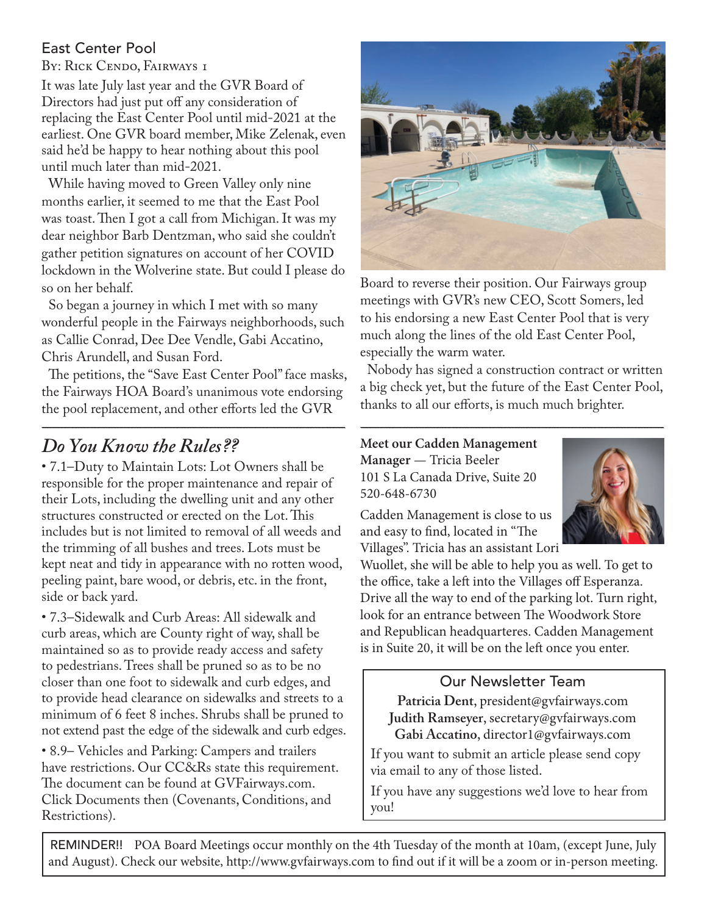## East Center Pool

By: Rick Cendo, Fairways 1

It was late July last year and the GVR Board of Directors had just put off any consideration of replacing the East Center Pool until mid-2021 at the earliest. One GVR board member, Mike Zelenak, even said he'd be happy to hear nothing about this pool until much later than mid-2021.

While having moved to Green Valley only nine months earlier, it seemed to me that the East Pool was toast. Then I got a call from Michigan. It was my dear neighbor Barb Dentzman, who said she couldn't gather petition signatures on account of her COVID lockdown in the Wolverine state. But could I please do so on her behalf.

So began a journey in which I met with so many wonderful people in the Fairways neighborhoods, such as Callie Conrad, Dee Dee Vendle, Gabi Accatino, Chris Arundell, and Susan Ford.

The petitions, the "Save East Center Pool" face masks, the Fairways HOA Board's unanimous vote endorsing the pool replacement, and other efforts led the GVR Board to reverse their position. Our Fairways group meetings with GVR's new CEO, Scott Somers, led to his endorsing a new East Center Pool that is very much along the lines of the old East Center Pool, especially the warm water.

Nobody has signed a construction contract or written a big check yet, but the future of the East Center Pool, thanks to all our efforts, is much much brighter.

## *Do You Know the Rules??*

• 7.1–Duty to Maintain Lots: Lot Owners shall be responsible for the proper maintenance and repair of their Lots, including the dwelling unit and any other structures constructed or erected on the Lot. This includes but is not limited to removal of all weeds and the trimming of all bushes and trees. Lots must be kept neat and tidy in appearance with no rotten wood, peeling paint, bare wood, or debris, etc. in the front, side or back yard.

• 7.3–Sidewalk and Curb Areas: All sidewalk and curb areas, which are County right of way, shall be maintained so as to provide ready access and safety to pedestrians. Trees shall be pruned so as to be no closer than one foot to sidewalk and curb edges, and to provide head clearance on sidewalks and streets to a minimum of 6 feet 8 inches. Shrubs shall be pruned to not extend past the edge of the sidewalk and curb edges.

• 8.9– Vehicles and Parking: Campers and trailers have restrictions. Our CC&Rs state this requirement. The document can be found at GVFairways.com. Click Documents then (Covenants, Conditions, and Restrictions).

**Meet our Cadden Management Manager** — Tricia Beeler
101 S La Canada Drive, Suite 20
520-648-6730

Cadden Management is close to us and easy to find, located in "The Villages". Tricia has an assistant Lori Wuollet, she will be able to help you as well. To get to the office, take a left into the Villages off Esperanza. Drive all the way to end of the parking lot. Turn right, look for an entrance between The Woodwork Store and Republican headquarteres. Cadden Management is in Suite 20, it will be on the left once you enter.

### Our Newsletter Team

**Patricia Dent**, president@gvfairways.com
**Judith Ramseyer**, secretary@gvfairways.com
**Gabi Accatino**, director1@gvfairways.com

If you want to submit an article please send copy via email to any of those listed.

If you have any suggestions we'd love to hear from you!

REMINDER!! POA Board Meetings occur monthly on the 4th Tuesday of the month at 10am, (except June, July and August). Check our website, http://www.gvfairways.com to find out if it will be a zoom or in-person meeting.